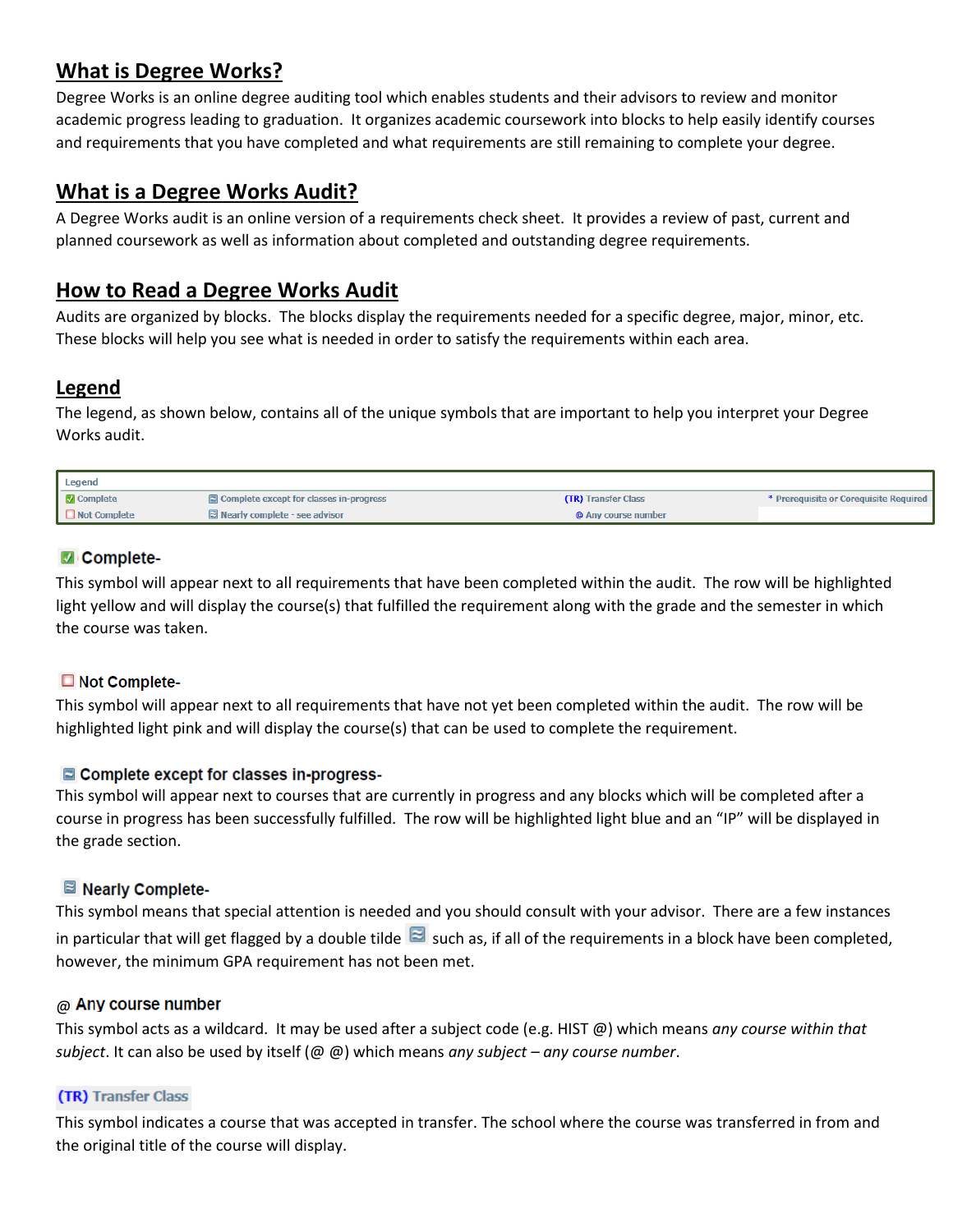## What is Degree Works?

Degree Works is an online degree auditing tool which enables students and their advisors to review and monitor academic progress leading to graduation. It organizes academic coursework into blocks to help easily identify courses and requirements that you have completed and what requirements are still remaining to complete your degree.

## What is a Degree Works Audit?

A Degree Works audit is an online version of a requirements check sheet. It provides a review of past, current and planned coursework as well as information about completed and outstanding degree requirements.

## How to Read a Degree Works Audit

Audits are organized by blocks. The blocks display the requirements needed for a specific degree, major, minor, etc. These blocks will help you see what is needed in order to satisfy the requirements within each area.

## Legend

The legend, as shown below, contains all of the unique symbols that are important to help you interpret your Degree Works audit.

| Legend | | | |
|---|---|---|---|
| Complete | Complete except for classes in-progress | (TR) Transfer Class | * Prerequisite or Corequisite Required |
| Not Complete | Nearly complete - see advisor | @ Any course number | |

### Complete-

This symbol will appear next to all requirements that have been completed within the audit. The row will be highlighted light yellow and will display the course(s) that fulfilled the requirement along with the grade and the semester in which the course was taken.

### Not Complete-

This symbol will appear next to all requirements that have not yet been completed within the audit. The row will be highlighted light pink and will display the course(s) that can be used to complete the requirement.

### Complete except for classes in-progress-

This symbol will appear next to courses that are currently in progress and any blocks which will be completed after a course in progress has been successfully fulfilled. The row will be highlighted light blue and an "IP" will be displayed in the grade section.

### Nearly Complete-

This symbol means that special attention is needed and you should consult with your advisor. There are a few instances in particular that will get flagged by a double tilde such as, if all of the requirements in a block have been completed, however, the minimum GPA requirement has not been met.

### @ Any course number

This symbol acts as a wildcard. It may be used after a subject code (e.g. HIST @) which means *any course within that subject*. It can also be used by itself (@ @) which means *any subject – any course number*.

### (TR) Transfer Class

This symbol indicates a course that was accepted in transfer. The school where the course was transferred in from and the original title of the course will display.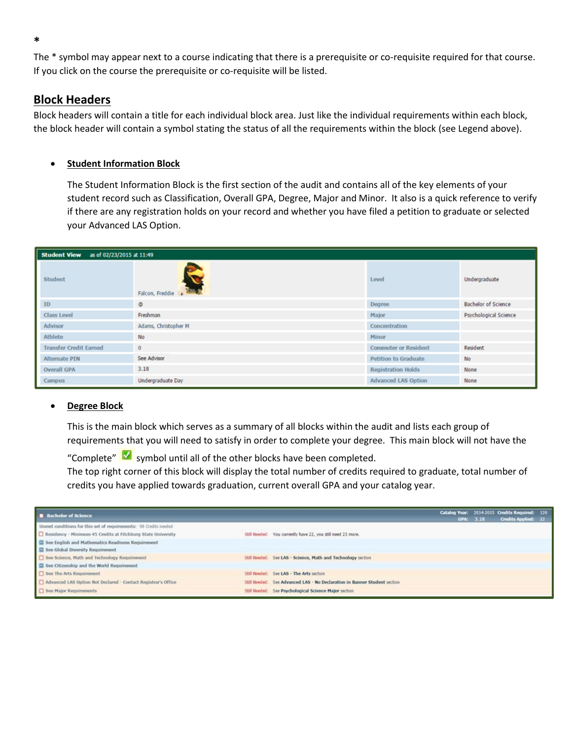\*

The * symbol may appear next to a course indicating that there is a prerequisite or co-requisite required for that course. If you click on the course the prerequisite or co-requisite will be listed.

## Block Headers

Block headers will contain a title for each individual block area. Just like the individual requirements within each block, the block header will contain a symbol stating the status of all the requirements within the block (see Legend above).

- **Student Information Block**

  The Student Information Block is the first section of the audit and contains all of the key elements of your student record such as Classification, Overall GPA, Degree, Major and Minor. It also is a quick reference to verify if there are any registration holds on your record and whether you have filed a petition to graduate or selected your Advanced LAS Option.

**Student View** as of 02/23/2015 at 11:49

| Student | Falcon, Freddie | Level | Undergraduate |
|---|---|---|---|
| ID | @ | Degree | Bachelor of Science |
| Class Level | Freshman | Major | Psychological Science |
| Advisor | Adams, Christopher M | Concentration | |
| Athlete | No | Minor | |
| Transfer Credit Earned | 0 | Commuter or Resident | Resident |
| Alternate PIN | See Advisor | Petition to Graduate | No |
| Overall GPA | 3.18 | Registration Holds | None |
| Campus | Undergraduate Day | Advanced LAS Option | None |

- **Degree Block**

  This is the main block which serves as a summary of all blocks within the audit and lists each group of requirements that you will need to satisfy in order to complete your degree. This main block will not have the "Complete" symbol until all of the other blocks have been completed.

  The top right corner of this block will display the total number of credits required to graduate, total number of credits you have applied towards graduation, current overall GPA and your catalog year.

**Bachelor of Science** — Catalog Year: 2014-2015 | Credits Required: 120 | GPA: 3.18 | Credits Applied: 22

| Unmet conditions for this set of requirements: 98 Credits needed | |
|---|---|
| Residency - Minimum 45 Credits at Fitchburg State University | Still Needed: You currently have 22, you still need 23 more. |
| See English and Mathematics Readiness Requirement | |
| See Global Diversity Requirement | |
| See Science, Math and Technology Requirement | Still Needed: See **LAS - Science, Math and Technology** section |
| See Citizenship and the World Requirement | |
| See The Arts Requirement | Still Needed: See **LAS - The Arts** section |
| Advanced LAS Option Not Declared - Contact Registrar's Office | Still Needed: See **Advanced LAS - No Declaration in Banner Student** section |
| See Major Requirements | Still Needed: See **Psychological Science Major** section |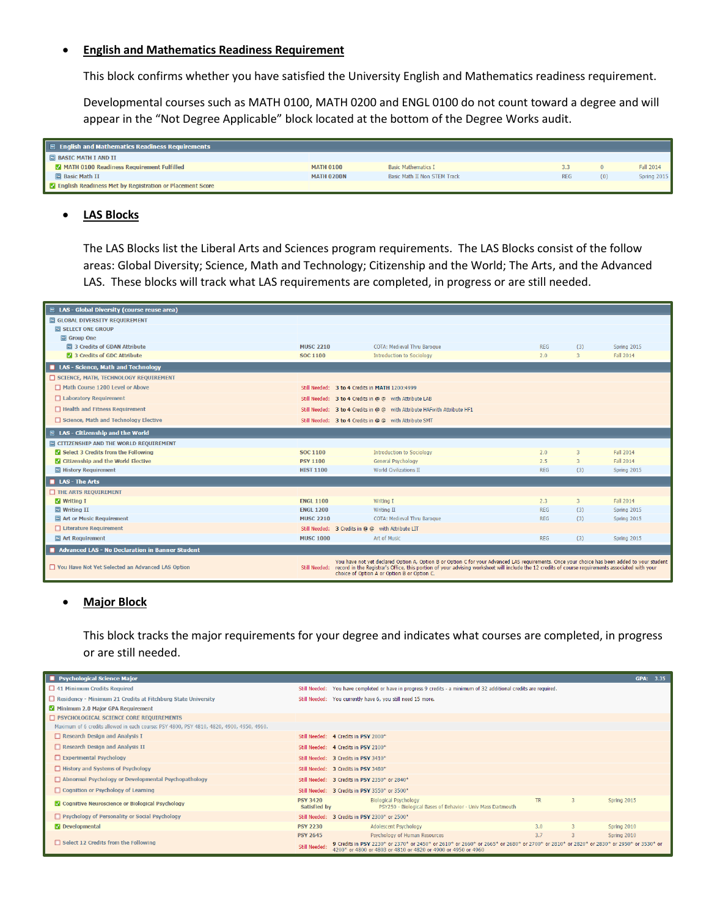- **English and Mathematics Readiness Requirement**

  This block confirms whether you have satisfied the University English and Mathematics readiness requirement.

  Developmental courses such as MATH 0100, MATH 0200 and ENGL 0100 do not count toward a degree and will appear in the "Not Degree Applicable" block located at the bottom of the Degree Works audit.

| English and Mathematics Readiness Requirements | | | | | |
|---|---|---|---|---|---|
| BASIC MATH I AND II | | | | | |
| MATH 0100 Readiness Requirement Fulfilled | MATH 0100 | Basic Mathematics I | 3.3 | 0 | Fall 2014 |
| Basic Math II | MATH 0200N | Basic Math II Non STEM Track | REG | (0) | Spring 2015 |
| English Readiness Met by Registration or Placement Score | | | | | |

- **LAS Blocks**

  The LAS Blocks list the Liberal Arts and Sciences program requirements. The LAS Blocks consist of the follow areas: Global Diversity; Science, Math and Technology; Citizenship and the World; The Arts, and the Advanced LAS. These blocks will track what LAS requirements are completed, in progress or are still needed.

| LAS - Global Diversity (course reuse area) | | | | | |
|---|---|---|---|---|---|
| GLOBAL DIVERSITY REQUIREMENT | | | | | |
| SELECT ONE GROUP | | | | | |
| Group One | | | | | |
| 3 Credits of GDAN Attribute | MUSC 2210 | COTA: Medieval Thru Baroque | REG | (3) | Spring 2015 |
| 3 Credits of GDC Attribute | SOC 1100 | Introduction to Sociology | 2.0 | 3 | Fall 2014 |
| **LAS - Science, Math and Technology** | | | | | |
| SCIENCE, MATH, TECHNOLOGY REQUIREMENT | | | | | |
| Math Course 1200 Level or Above | Still Needed: | 3 to 4 Credits in MATH 1200:4999 | | | |
| Laboratory Requirement | Still Needed: | 3 to 4 Credits in @ @ with Attribute LAB | | | |
| Health and Fitness Requirement | Still Needed: | 3 to 4 Credits in @ @ with Attribute HAFwith Attribute HF1 | | | |
| Science, Math and Technology Elective | Still Needed: | 3 to 4 Credits in @ @ with Attribute SMT | | | |
| **LAS - Citizenship and the World** | | | | | |
| CITIZENSHIP AND THE WORLD REQUIREMENT | | | | | |
| Select 3 Credits from the Following | SOC 1100 | Introduction to Sociology | 2.0 | 3 | Fall 2014 |
| Citizenship and the World Elective | PSY 1100 | General Psychology | 2.5 | 3 | Fall 2014 |
| History Requirement | HIST 1100 | World Civilizations II | REG | (3) | Spring 2015 |
| **LAS - The Arts** | | | | | |
| THE ARTS REQUIREMENT | | | | | |
| Writing I | ENGL 1100 | Writing I | 2.3 | 3 | Fall 2014 |
| Writing II | ENGL 1200 | Writing II | REG | (3) | Spring 2015 |
| Art or Music Requirement | MUSC 2210 | COTA: Medieval Thru Baroque | REG | (3) | Spring 2015 |
| Literature Requirement | Still Needed: | 3 Credits in @ @ with Attribute LIT | | | |
| Art Requirement | MUSC 1000 | Art of Music | REG | (3) | Spring 2015 |
| **Advanced LAS - No Declaration in Banner Student** | | | | | |
| You Have Not Yet Selected an Advanced LAS Option | Still Needed: | You have not yet declared Option A, Option B or Option C for your Advanced LAS requirements. Once your choice has been added to your student record in the Registrar's Office, this portion of your advising worksheet will include the 12 credits of course requirements associated with your choice of Option A or Option B or Option C. | | | |

- **Major Block**

  This block tracks the major requirements for your degree and indicates what courses are completed, in progress or are still needed.

| Psychological Science Major | | | | | GPA: 3.35 |
|---|---|---|---|---|---|
| 41 Minimum Credits Required | Still Needed: | You have completed or have in progress 9 credits - a minimum of 32 additional credits are required. | | | |
| Residency - Minimum 21 Credits at Fitchburg State University | Still Needed: | You currently have 6, you still need 15 more. | | | |
| Minimum 2.0 Major GPA Requirement | | | | | |
| PSYCHOLOGICAL SCIENCE CORE REQUIREMENTS | | | | | |
| Maximum of 6 credits allowed in each course: PSY 4800, PSY 4810, 4820, 4900, 4950, 4960. | | | | | |
| Research Design and Analysis I | Still Needed: | 4 Credits in PSY 2000* | | | |
| Research Design and Analysis II | Still Needed: | 4 Credits in PSY 2100* | | | |
| Experimental Psychology | Still Needed: | 3 Credits in PSY 3410* | | | |
| History and Systems of Psychology | Still Needed: | 3 Credits in PSY 3480* | | | |
| Abnormal Psychology or Developmental Psychopathology | Still Needed: | 3 Credits in PSY 2350* or 2840* | | | |
| Cognition or Psychology of Learning | Still Needed: | 3 Credits in PSY 3550* or 3500* | | | |
| Cognitive Neuroscience or Biological Psychology | PSY 3420 Satisfied by | Biological Psychology PSY250 - Biological Bases of Behavior - Univ Mass Dartmouth | TR | 3 | Spring 2015 |
| Psychology of Personality or Social Psychology | Still Needed: | 3 Credits in PSY 2300* or 2500* | | | |
| Developmental | PSY 2230 | Adolescent Psychology | 3.0 | 3 | Spring 2010 |
| Select 12 Credits from the Following | PSY 2645 | Psychology of Human Resources | 3.7 | 3 | Spring 2010 |
| | Still Needed: | 9 Credits in PSY 2230* or 2370* or 2450* or 2610* or 2660* or 2665* or 2680* or 2700* or 2810* or 2820* or 2830* or 2950* or 3530* or 4200* or 4800 or 4803 or 4810 or 4820 or 4900 or 4950 or 4960 | | | |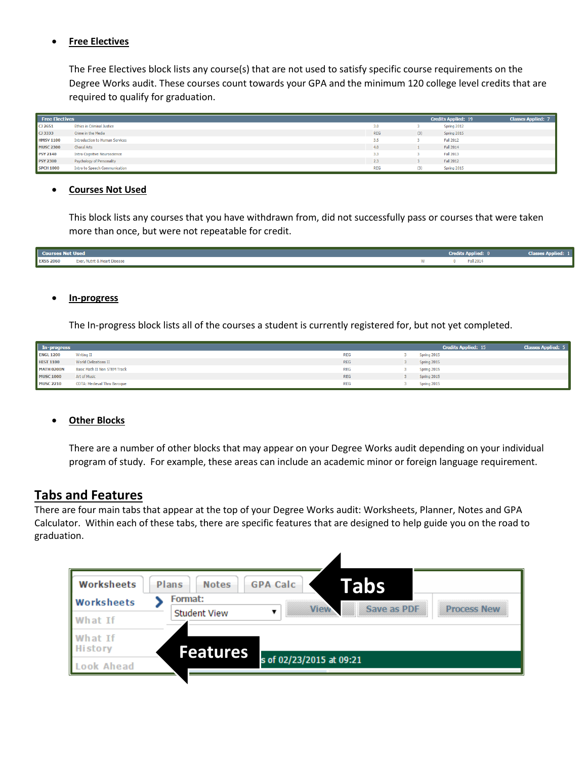- **Free Electives**

  The Free Electives block lists any course(s) that are not used to satisfy specific course requirements on the Degree Works audit. These courses count towards your GPA and the minimum 120 college level credits that are required to qualify for graduation.

| Free Electives | | | | Credits Applied: 19 | Classes Applied: 7 |
|---|---|---|---|---|---|
| CJ 2651 | Ethics in Criminal Justice | 3.0 | 3 | Spring 2012 | |
| CJ 3333 | Crime in the Media | REG | (3) | Spring 2015 | |
| HMSV 1100 | Introduction to Human Services | 3.5 | 3 | Fall 2012 | |
| MUSC 2300 | Choral Arts | 4.0 | 1 | Fall 2014 | |
| PSY 2140 | Intro Cognitive Neuroscience | 3.3 | 3 | Fall 2013 | |
| PSY 2300 | Psychology of Personality | 2.3 | 3 | Fall 2012 | |
| SPCH 1000 | Intro to Speech Communication | REG | (3) | Spring 2015 | |

- **Courses Not Used**

  This block lists any courses that you have withdrawn from, did not successfully pass or courses that were taken more than once, but were not repeatable for credit.

| Courses Not Used | | | | Credits Applied: 0 | Classes Applied: 1 |
|---|---|---|---|---|---|
| EXSS 2060 | Exer, Nutrit & Heart Disease | W | 0 | Fall 2014 | |

- **In-progress**

  The In-progress block lists all of the courses a student is currently registered for, but not yet completed.

| In-progress | | | | Credits Applied: 15 | Classes Applied: 5 |
|---|---|---|---|---|---|
| ENGL 1200 | Writing II | REG | 3 | Spring 2015 | |
| HIST 1100 | World Civilizations II | REG | 3 | Spring 2015 | |
| MATH 0200N | Basic Math II Non STEM Track | REG | 3 | Spring 2015 | |
| MUSC 1000 | Art of Music | REG | 3 | Spring 2015 | |
| MUSC 2210 | COTA: Medieval Thru Baroque | REG | 3 | Spring 2015 | |

- **Other Blocks**

  There are a number of other blocks that may appear on your Degree Works audit depending on your individual program of study. For example, these areas can include an academic minor or foreign language requirement.

## Tabs and Features

There are four main tabs that appear at the top of your Degree Works audit: Worksheets, Planner, Notes and GPA Calculator. Within each of these tabs, there are specific features that are designed to help guide you on the road to graduation.

Worksheets | Plans | Notes | GPA Calc — **Tabs**

Worksheets, What If, What If History, Look Ahead — **Features**

Format: Student View | View | Save as PDF | Process New

s of 02/23/2015 at 09:21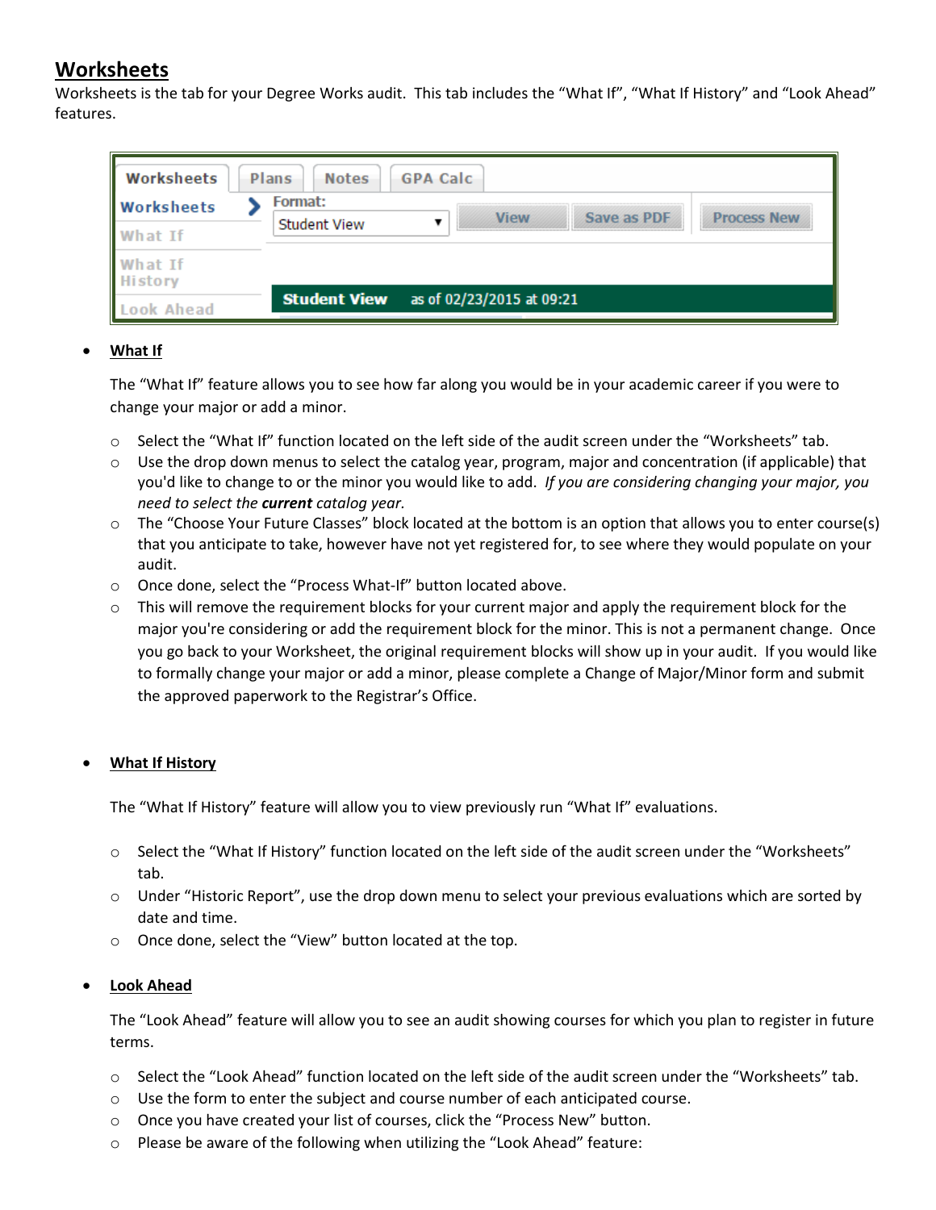## Worksheets

Worksheets is the tab for your Degree Works audit. This tab includes the "What If", "What If History" and "Look Ahead" features.

- **What If**

  The "What If" feature allows you to see how far along you would be in your academic career if you were to change your major or add a minor.

  - Select the "What If" function located on the left side of the audit screen under the "Worksheets" tab.
  - Use the drop down menus to select the catalog year, program, major and concentration (if applicable) that you'd like to change to or the minor you would like to add. *If you are considering changing your major, you need to select the **current** catalog year.*
  - The "Choose Your Future Classes" block located at the bottom is an option that allows you to enter course(s) that you anticipate to take, however have not yet registered for, to see where they would populate on your audit.
  - Once done, select the "Process What-If" button located above.
  - This will remove the requirement blocks for your current major and apply the requirement block for the major you're considering or add the requirement block for the minor. This is not a permanent change. Once you go back to your Worksheet, the original requirement blocks will show up in your audit. If you would like to formally change your major or add a minor, please complete a Change of Major/Minor form and submit the approved paperwork to the Registrar's Office.

- **What If History**

  The "What If History" feature will allow you to view previously run "What If" evaluations.

  - Select the "What If History" function located on the left side of the audit screen under the "Worksheets" tab.
  - Under "Historic Report", use the drop down menu to select your previous evaluations which are sorted by date and time.
  - Once done, select the "View" button located at the top.

- **Look Ahead**

  The "Look Ahead" feature will allow you to see an audit showing courses for which you plan to register in future terms.

  - Select the "Look Ahead" function located on the left side of the audit screen under the "Worksheets" tab.
  - Use the form to enter the subject and course number of each anticipated course.
  - Once you have created your list of courses, click the "Process New" button.
  - Please be aware of the following when utilizing the "Look Ahead" feature: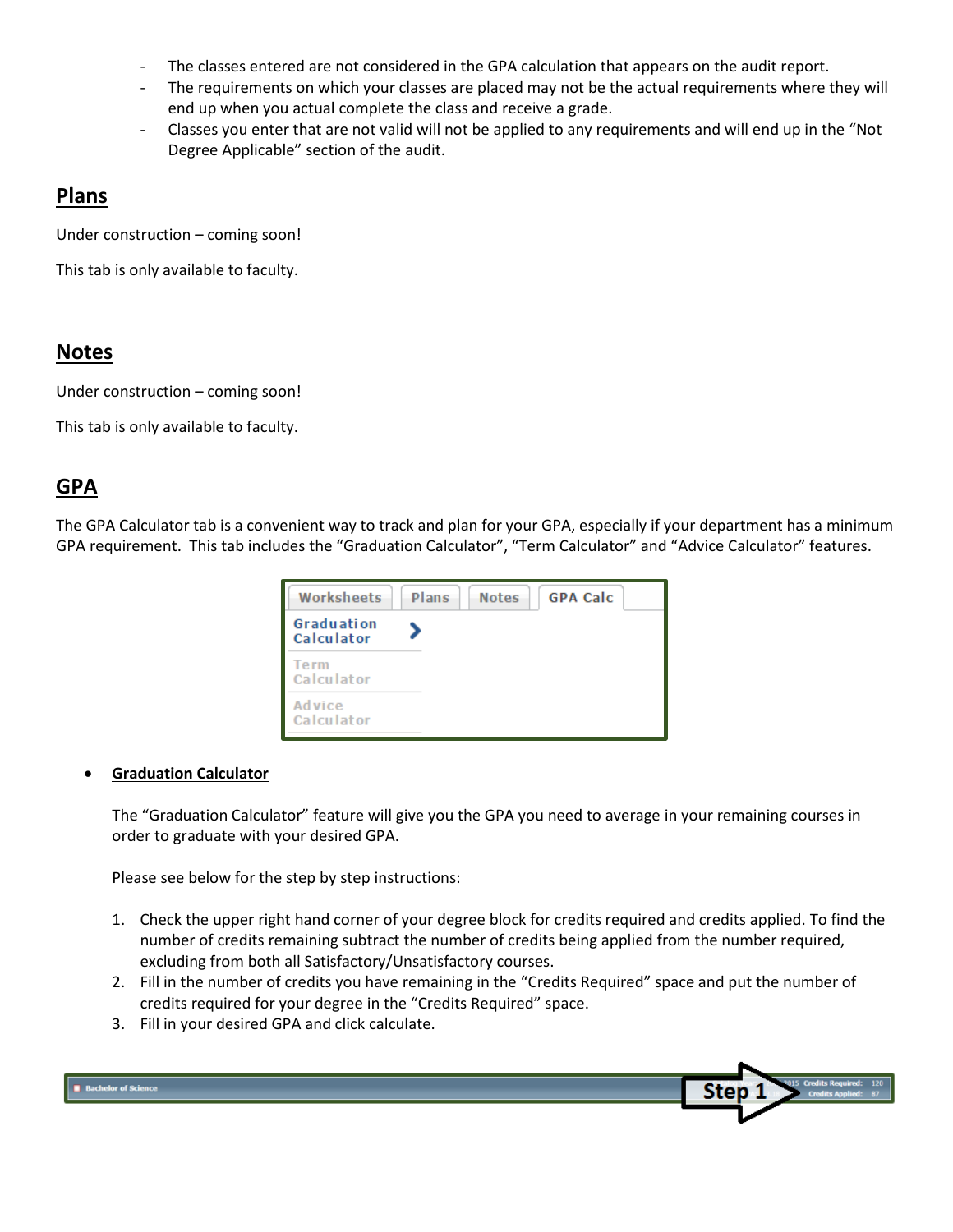- The classes entered are not considered in the GPA calculation that appears on the audit report.
- The requirements on which your classes are placed may not be the actual requirements where they will end up when you actual complete the class and receive a grade.
- Classes you enter that are not valid will not be applied to any requirements and will end up in the "Not Degree Applicable" section of the audit.

## Plans

Under construction – coming soon!

This tab is only available to faculty.

## Notes

Under construction – coming soon!

This tab is only available to faculty.

## GPA

The GPA Calculator tab is a convenient way to track and plan for your GPA, especially if your department has a minimum GPA requirement. This tab includes the "Graduation Calculator", "Term Calculator" and "Advice Calculator" features.

- **Graduation Calculator**

  The "Graduation Calculator" feature will give you the GPA you need to average in your remaining courses in order to graduate with your desired GPA.

  Please see below for the step by step instructions:

  1. Check the upper right hand corner of your degree block for credits required and credits applied. To find the number of credits remaining subtract the number of credits being applied from the number required, excluding from both all Satisfactory/Unsatisfactory courses.
  2. Fill in the number of credits you have remaining in the "Credits Required" space and put the number of credits required for your degree in the "Credits Required" space.
  3. Fill in your desired GPA and click calculate.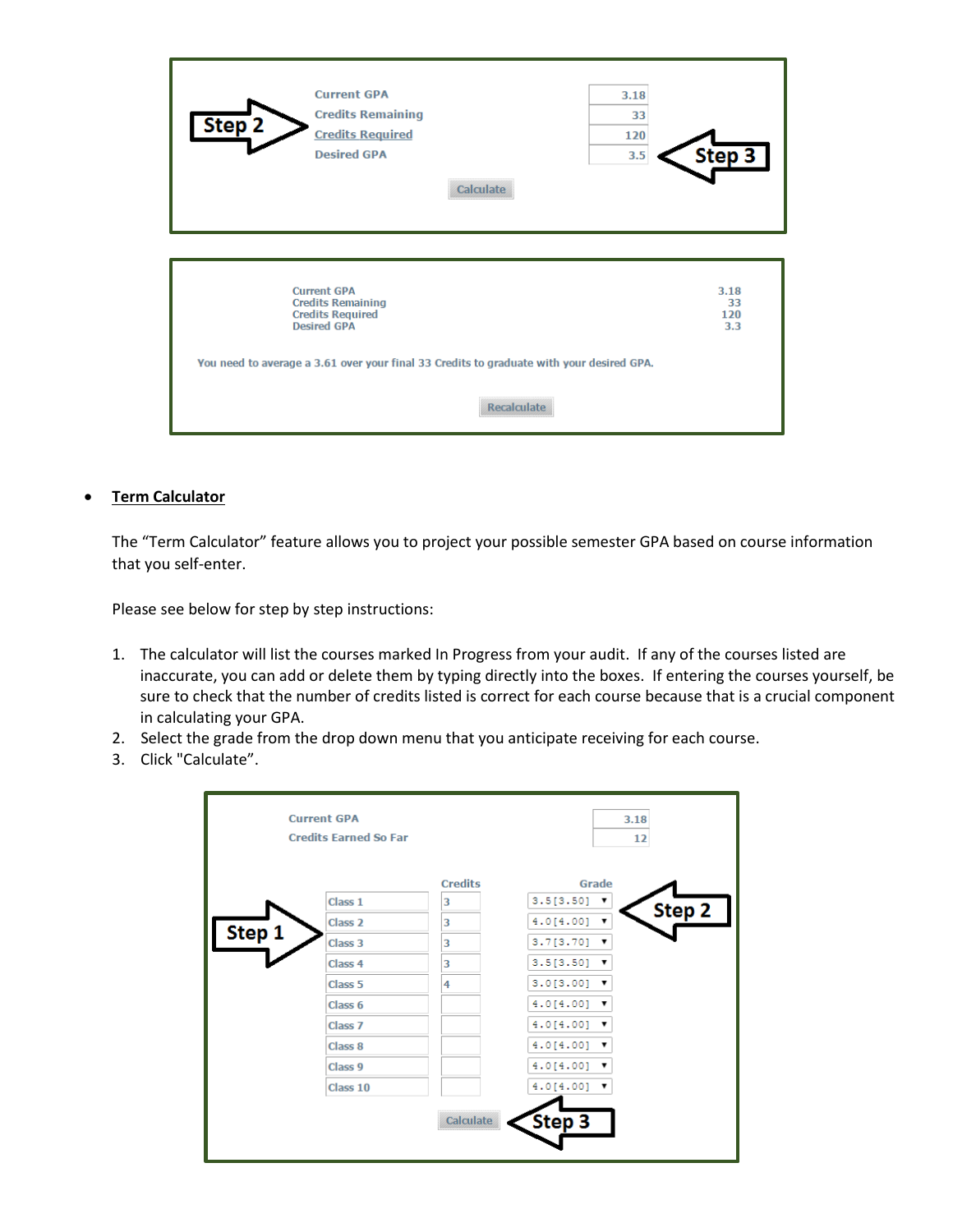| Current GPA | 3.18 |
| --- | --- |
| Credits Remaining | 33 |
| Credits Required | 120 |
| Desired GPA | 3.5 |

Step 2 | Step 3 | Calculate

| Current GPA | 3.18 |
| --- | --- |
| Credits Remaining | 33 |
| Credits Required | 120 |
| Desired GPA | 3.3 |

You need to average a 3.61 over your final 33 Credits to graduate with your desired GPA.

Recalculate

- **Term Calculator**

  The "Term Calculator" feature allows you to project your possible semester GPA based on course information that you self-enter.

  Please see below for step by step instructions:

  1. The calculator will list the courses marked In Progress from your audit. If any of the courses listed are inaccurate, you can add or delete them by typing directly into the boxes. If entering the courses yourself, be sure to check that the number of credits listed is correct for each course because that is a crucial component in calculating your GPA.
  2. Select the grade from the drop down menu that you anticipate receiving for each course.
  3. Click "Calculate".

| Current GPA | 3.18 |
| --- | --- |
| Credits Earned So Far | 12 |

| | Credits | Grade |
| --- | --- | --- |
| Class 1 | 3 | 3.5 [3.50] |
| Class 2 | 3 | 4.0 [4.00] |
| Class 3 | 3 | 3.7 [3.70] |
| Class 4 | 3 | 3.5 [3.50] |
| Class 5 | 4 | 3.0 [3.00] |
| Class 6 | | 4.0 [4.00] |
| Class 7 | | 4.0 [4.00] |
| Class 8 | | 4.0 [4.00] |
| Class 9 | | 4.0 [4.00] |
| Class 10 | | 4.0 [4.00] |

Step 1 | Step 2 | Calculate | Step 3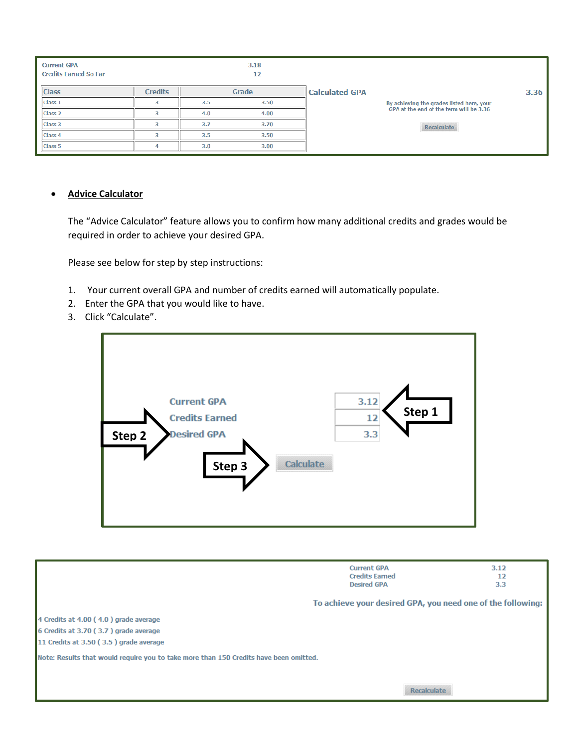| | |
|---|---|
| Current GPA | 3.18 |
| Credits Earned So Far | 12 |

| Class | Credits | Grade | |
|---|---|---|---|
| Class 1 | 3 | 3.5 | 3.50 |
| Class 2 | 3 | 4.0 | 4.00 |
| Class 3 | 3 | 3.7 | 3.70 |
| Class 4 | 3 | 3.5 | 3.50 |
| Class 5 | 4 | 3.0 | 3.00 |

Calculated GPA 3.36

By achieving the grades listed here, your GPA at the end of the term will be 3.36

Recalculate

- **Advice Calculator**

The "Advice Calculator" feature allows you to confirm how many additional credits and grades would be required in order to achieve your desired GPA.

Please see below for step by step instructions:

1. Your current overall GPA and number of credits earned will automatically populate.
2. Enter the GPA that you would like to have.
3. Click "Calculate".

| | |
|---|---|
| Current GPA | 3.12 |
| Credits Earned | 12 |
| Desired GPA | 3.3 |

Step 1

Step 2

Step 3

Calculate

| | |
|---|---|
| Current GPA | 3.12 |
| Credits Earned | 12 |
| Desired GPA | 3.3 |

To achieve your desired GPA, you need one of the following:

4 Credits at 4.00 ( 4.0 ) grade average
6 Credits at 3.70 ( 3.7 ) grade average
11 Credits at 3.50 ( 3.5 ) grade average

Note: Results that would require you to take more than 150 Credits have been omitted.

Recalculate